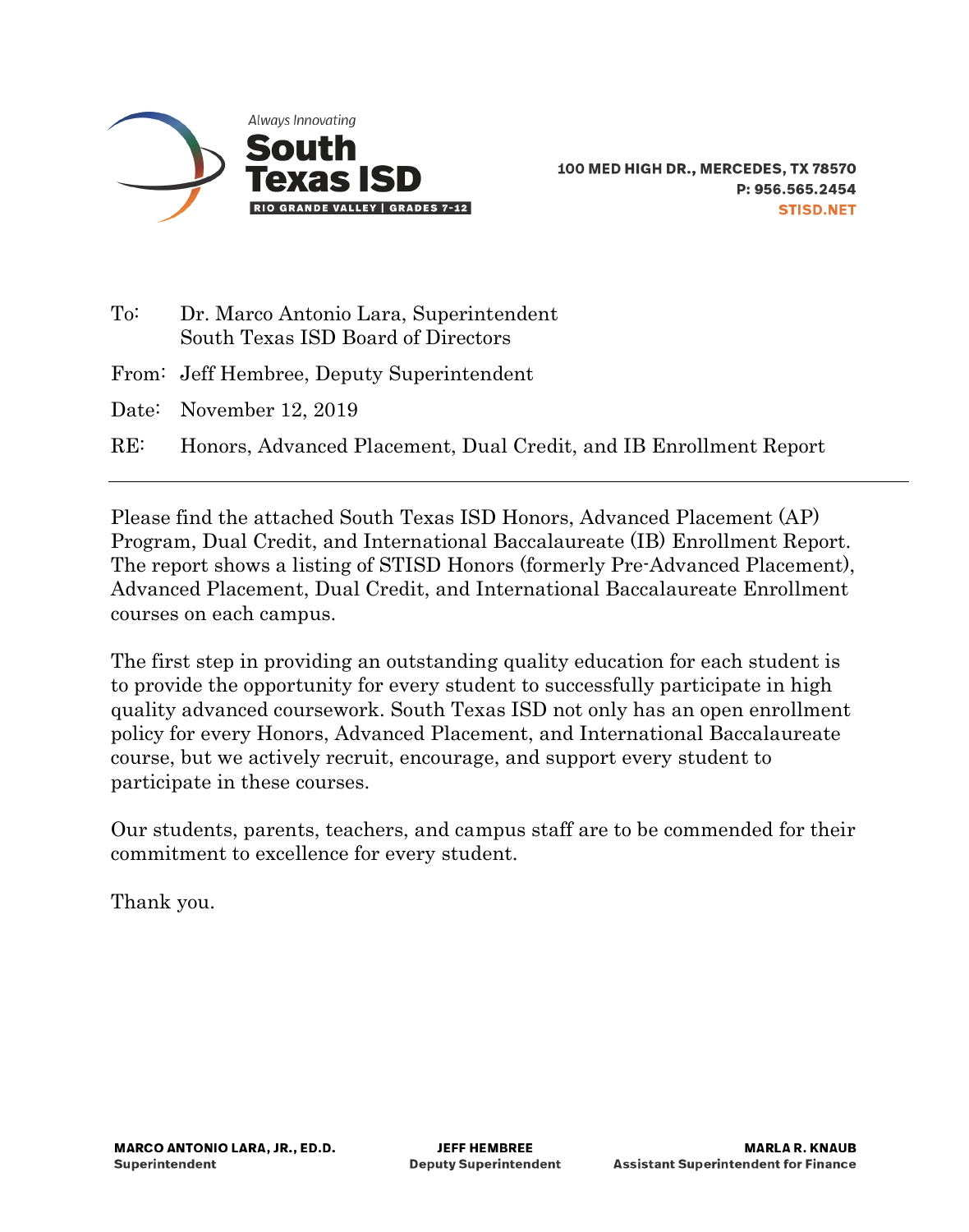Always Innovating

**South Texas ISD**

RIO GRANDE VALLEY | GRADES 7-12

**100 MED HIGH DR., MERCEDES, TX 78570**
**P: 956.565.2454**
**STISD.NET**

To: Dr. Marco Antonio Lara, Superintendent
South Texas ISD Board of Directors

From: Jeff Hembree, Deputy Superintendent

Date: November 12, 2019

RE: Honors, Advanced Placement, Dual Credit, and IB Enrollment Report

---

Please find the attached South Texas ISD Honors, Advanced Placement (AP) Program, Dual Credit, and International Baccalaureate (IB) Enrollment Report. The report shows a listing of STISD Honors (formerly Pre-Advanced Placement), Advanced Placement, Dual Credit, and International Baccalaureate Enrollment courses on each campus.

The first step in providing an outstanding quality education for each student is to provide the opportunity for every student to successfully participate in high quality advanced coursework. South Texas ISD not only has an open enrollment policy for every Honors, Advanced Placement, and International Baccalaureate course, but we actively recruit, encourage, and support every student to participate in these courses.

Our students, parents, teachers, and campus staff are to be commended for their commitment to excellence for every student.

Thank you.

**MARCO ANTONIO LARA, JR., ED.D.**
**Superintendent**

**JEFF HEMBREE**
**Deputy Superintendent**

**MARLA R. KNAUB**
**Assistant Superintendent for Finance**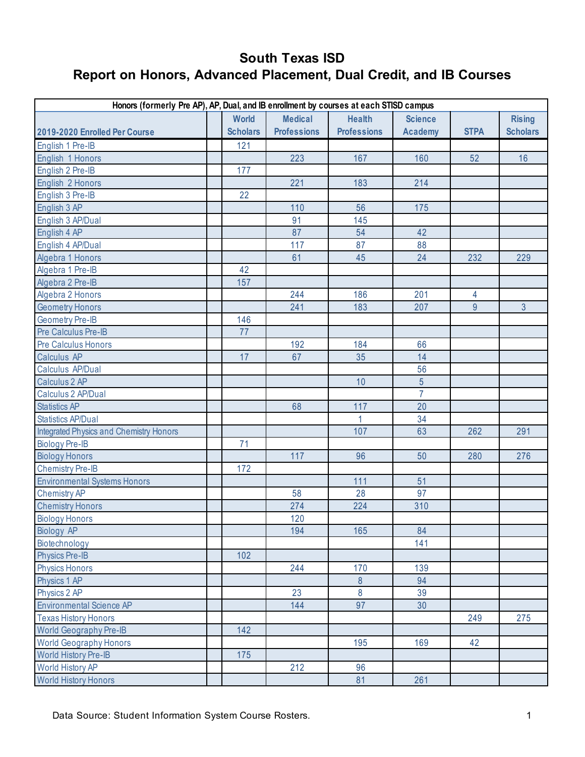# South Texas ISD
## Report on Honors, Advanced Placement, Dual Credit, and IB Courses

| Honors (formerly Pre AP), AP, Dual, and IB enrollment by courses at each STISD campus | | | | | | | |
|---|---|---|---|---|---|---|---|
| 2019-2020 Enrolled Per Course | | World Scholars | Medical Professions | Health Professions | Science Academy | STPA | Rising Scholars |
| English 1 Pre-IB | | 121 | | | | | |
| English 1 Honors | | | 223 | 167 | 160 | 52 | 16 |
| English 2 Pre-IB | | 177 | | | | | |
| English 2 Honors | | | 221 | 183 | 214 | | |
| English 3 Pre-IB | | 22 | | | | | |
| English 3 AP | | | 110 | 56 | 175 | | |
| English 3 AP/Dual | | | 91 | 145 | | | |
| English 4 AP | | | 87 | 54 | 42 | | |
| English 4 AP/Dual | | | 117 | 87 | 88 | | |
| Algebra 1 Honors | | | 61 | 45 | 24 | 232 | 229 |
| Algebra 1 Pre-IB | | 42 | | | | | |
| Algebra 2 Pre-IB | | 157 | | | | | |
| Algebra 2 Honors | | | 244 | 186 | 201 | 4 | |
| Geometry Honors | | | 241 | 183 | 207 | 9 | 3 |
| Geometry Pre-IB | | 146 | | | | | |
| Pre Calculus Pre-IB | | 77 | | | | | |
| Pre Calculus Honors | | | 192 | 184 | 66 | | |
| Calculus AP | | 17 | 67 | 35 | 14 | | |
| Calculus AP/Dual | | | | | 56 | | |
| Calculus 2 AP | | | | 10 | 5 | | |
| Calculus 2 AP/Dual | | | | | 7 | | |
| Statistics AP | | | 68 | 117 | 20 | | |
| Statistics AP/Dual | | | | 1 | 34 | | |
| Integrated Physics and Chemistry Honors | | | | 107 | 63 | 262 | 291 |
| Biology Pre-IB | | 71 | | | | | |
| Biology Honors | | | 117 | 96 | 50 | 280 | 276 |
| Chemistry Pre-IB | | 172 | | | | | |
| Environmental Systems Honors | | | | 111 | 51 | | |
| Chemistry AP | | | 58 | 28 | 97 | | |
| Chemistry Honors | | | 274 | 224 | 310 | | |
| Biology Honors | | | 120 | | | | |
| Biology AP | | | 194 | 165 | 84 | | |
| Biotechnology | | | | | 141 | | |
| Physics Pre-IB | | 102 | | | | | |
| Physics Honors | | | 244 | 170 | 139 | | |
| Physics 1 AP | | | | 8 | 94 | | |
| Physics 2 AP | | | 23 | 8 | 39 | | |
| Environmental Science AP | | | 144 | 97 | 30 | | |
| Texas History Honors | | | | | | 249 | 275 |
| World Geography Pre-IB | | 142 | | | | | |
| World Geography Honors | | | | 195 | 169 | 42 | |
| World History Pre-IB | | 175 | | | | | |
| World History AP | | | 212 | 96 | | | |
| World History Honors | | | | 81 | 261 | | |

Data Source: Student Information System Course Rosters.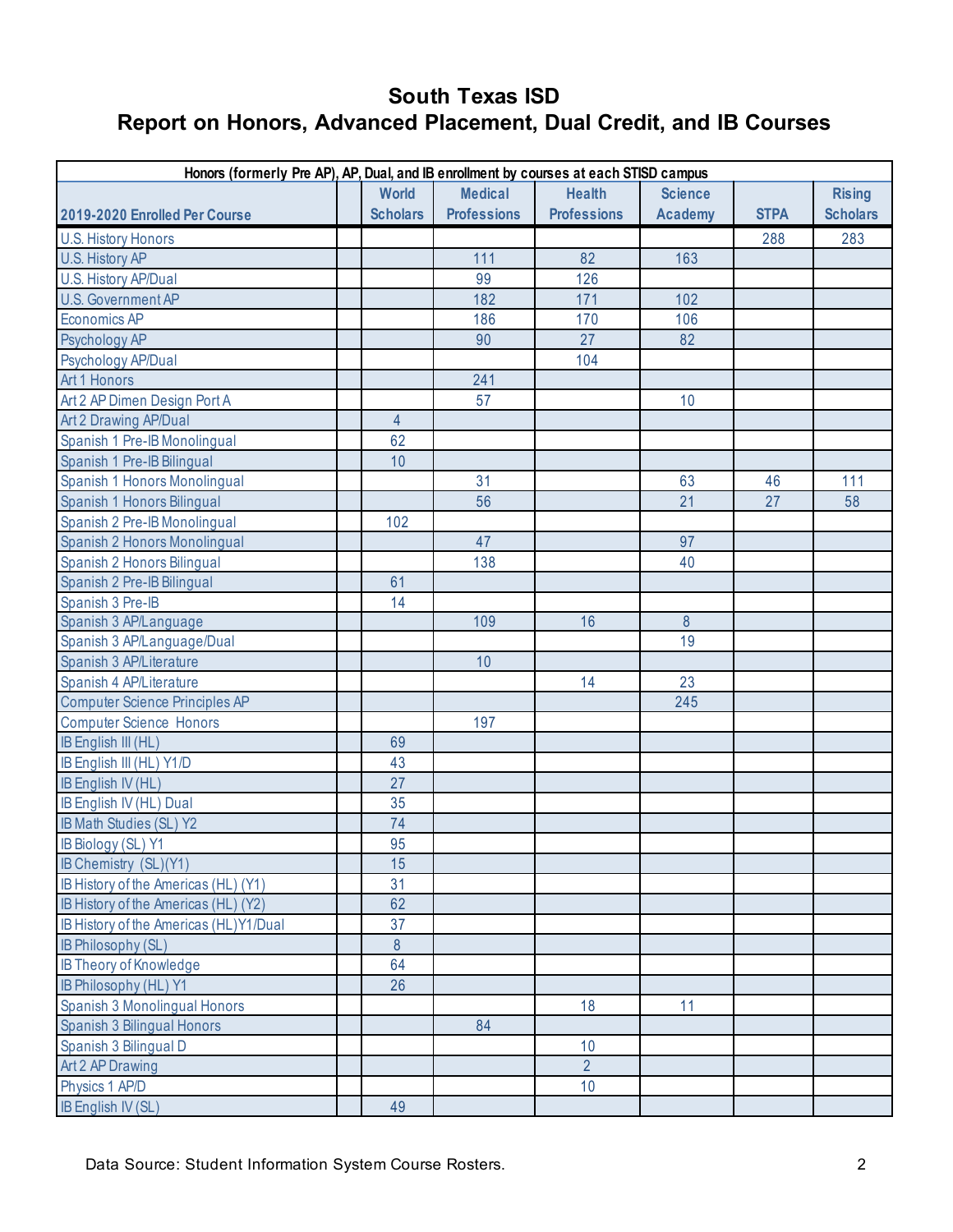# South Texas ISD
# Report on Honors, Advanced Placement, Dual Credit, and IB Courses

| Honors (formerly Pre AP), AP, Dual, and IB enrollment by courses at each STISD campus | | | | | | | |
|---|---|---|---|---|---|---|---|
| 2019-2020 Enrolled Per Course | | World Scholars | Medical Professions | Health Professions | Science Academy | STPA | Rising Scholars |
| U.S. History Honors | | | | | | 288 | 283 |
| U.S. History AP | | | 111 | 82 | 163 | | |
| U.S. History AP/Dual | | | 99 | 126 | | | |
| U.S. Government AP | | | 182 | 171 | 102 | | |
| Economics AP | | | 186 | 170 | 106 | | |
| Psychology AP | | | 90 | 27 | 82 | | |
| Psychology AP/Dual | | | | 104 | | | |
| Art 1 Honors | | | 241 | | | | |
| Art 2 AP Dimen Design Port A | | | 57 | | 10 | | |
| Art 2 Drawing AP/Dual | | 4 | | | | | |
| Spanish 1 Pre-IB Monolingual | | 62 | | | | | |
| Spanish 1 Pre-IB Bilingual | | 10 | | | | | |
| Spanish 1 Honors Monolingual | | | 31 | | 63 | 46 | 111 |
| Spanish 1 Honors Bilingual | | | 56 | | 21 | 27 | 58 |
| Spanish 2 Pre-IB Monolingual | | 102 | | | | | |
| Spanish 2 Honors Monolingual | | | 47 | | 97 | | |
| Spanish 2 Honors Bilingual | | | 138 | | 40 | | |
| Spanish 2 Pre-IB Bilingual | | 61 | | | | | |
| Spanish 3 Pre-IB | | 14 | | | | | |
| Spanish 3 AP/Language | | | 109 | 16 | 8 | | |
| Spanish 3 AP/Language/Dual | | | | | 19 | | |
| Spanish 3 AP/Literature | | | 10 | | | | |
| Spanish 4 AP/Literature | | | | 14 | 23 | | |
| Computer Science Principles AP | | | | | 245 | | |
| Computer Science Honors | | | 197 | | | | |
| IB English III (HL) | | 69 | | | | | |
| IB English III (HL) Y1/D | | 43 | | | | | |
| IB English IV (HL) | | 27 | | | | | |
| IB English IV (HL) Dual | | 35 | | | | | |
| IB Math Studies (SL) Y2 | | 74 | | | | | |
| IB Biology (SL) Y1 | | 95 | | | | | |
| IB Chemistry (SL)(Y1) | | 15 | | | | | |
| IB History of the Americas (HL) (Y1) | | 31 | | | | | |
| IB History of the Americas (HL) (Y2) | | 62 | | | | | |
| IB History of the Americas (HL)Y1/Dual | | 37 | | | | | |
| IB Philosophy (SL) | | 8 | | | | | |
| IB Theory of Knowledge | | 64 | | | | | |
| IB Philosophy (HL) Y1 | | 26 | | | | | |
| Spanish 3 Monolingual Honors | | | | 18 | 11 | | |
| Spanish 3 Bilingual Honors | | | 84 | | | | |
| Spanish 3 Bilingual D | | | | 10 | | | |
| Art 2 AP Drawing | | | | 2 | | | |
| Physics 1 AP/D | | | | 10 | | | |
| IB English IV (SL) | | 49 | | | | | |

Data Source: Student Information System Course Rosters.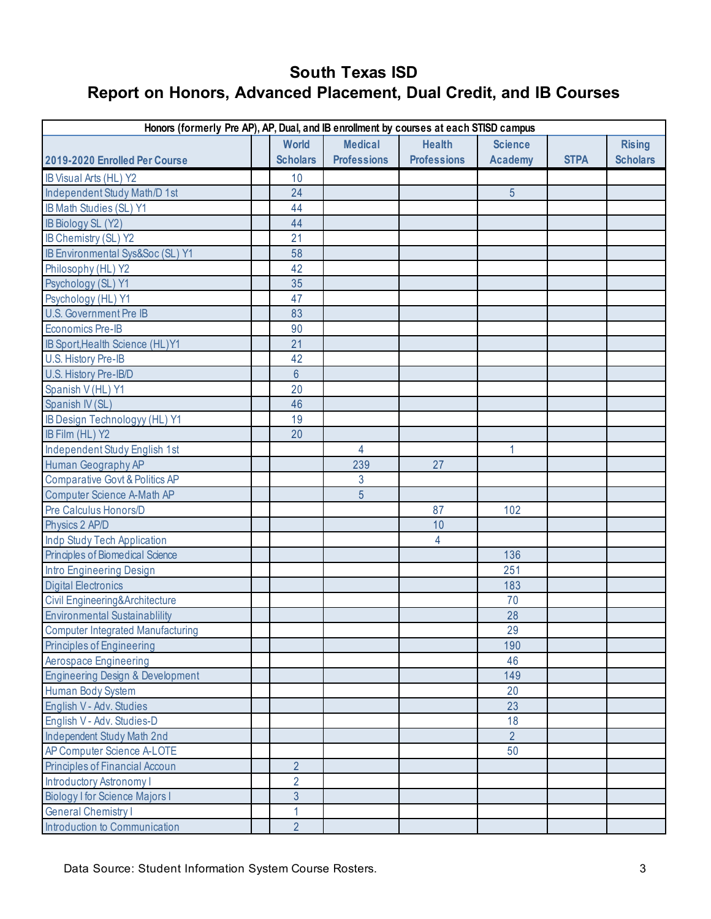# South Texas ISD
## Report on Honors, Advanced Placement, Dual Credit, and IB Courses

| Honors (formerly Pre AP), AP, Dual, and IB enrollment by courses at each STISD campus | | | | | | | |
|---|---|---|---|---|---|---|---|
| 2019-2020 Enrolled Per Course | | World Scholars | Medical Professions | Health Professions | Science Academy | STPA | Rising Scholars |
| IB Visual Arts (HL) Y2 | | 10 | | | | | |
| Independent Study Math/D 1st | | 24 | | | 5 | | |
| IB Math Studies (SL) Y1 | | 44 | | | | | |
| IB Biology SL (Y2) | | 44 | | | | | |
| IB Chemistry (SL) Y2 | | 21 | | | | | |
| IB Environmental Sys&Soc (SL) Y1 | | 58 | | | | | |
| Philosophy (HL) Y2 | | 42 | | | | | |
| Psychology (SL) Y1 | | 35 | | | | | |
| Psychology (HL) Y1 | | 47 | | | | | |
| U.S. Government Pre IB | | 83 | | | | | |
| Economics Pre-IB | | 90 | | | | | |
| IB Sport,Health Science (HL)Y1 | | 21 | | | | | |
| U.S. History Pre-IB | | 42 | | | | | |
| U.S. History Pre-IB/D | | 6 | | | | | |
| Spanish V (HL) Y1 | | 20 | | | | | |
| Spanish IV (SL) | | 46 | | | | | |
| IB Design Technologyy (HL) Y1 | | 19 | | | | | |
| IB Film (HL) Y2 | | 20 | | | | | |
| Independent Study English 1st | | | 4 | | 1 | | |
| Human Geography AP | | | 239 | 27 | | | |
| Comparative Govt & Politics AP | | | 3 | | | | |
| Computer Science A-Math AP | | | 5 | | | | |
| Pre Calculus Honors/D | | | | 87 | 102 | | |
| Physics 2 AP/D | | | | 10 | | | |
| Indp Study Tech Application | | | | 4 | | | |
| Principles of Biomedical Science | | | | | 136 | | |
| Intro Engineering Design | | | | | 251 | | |
| Digital Electronics | | | | | 183 | | |
| Civil Engineering&Architecture | | | | | 70 | | |
| Environmental Sustainablility | | | | | 28 | | |
| Computer Integrated Manufacturing | | | | | 29 | | |
| Principles of Engineering | | | | | 190 | | |
| Aerospace Engineering | | | | | 46 | | |
| Engineering Design & Development | | | | | 149 | | |
| Human Body System | | | | | 20 | | |
| English V - Adv. Studies | | | | | 23 | | |
| English V - Adv. Studies-D | | | | | 18 | | |
| Independent Study Math 2nd | | | | | 2 | | |
| AP Computer Science A-LOTE | | | | | 50 | | |
| Principles of Financial Accoun | | 2 | | | | | |
| Introductory Astronomy I | | 2 | | | | | |
| Biology I for Science Majors I | | 3 | | | | | |
| General Chemistry I | | 1 | | | | | |
| Introduction to Communication | | 2 | | | | | |

Data Source: Student Information System Course Rosters.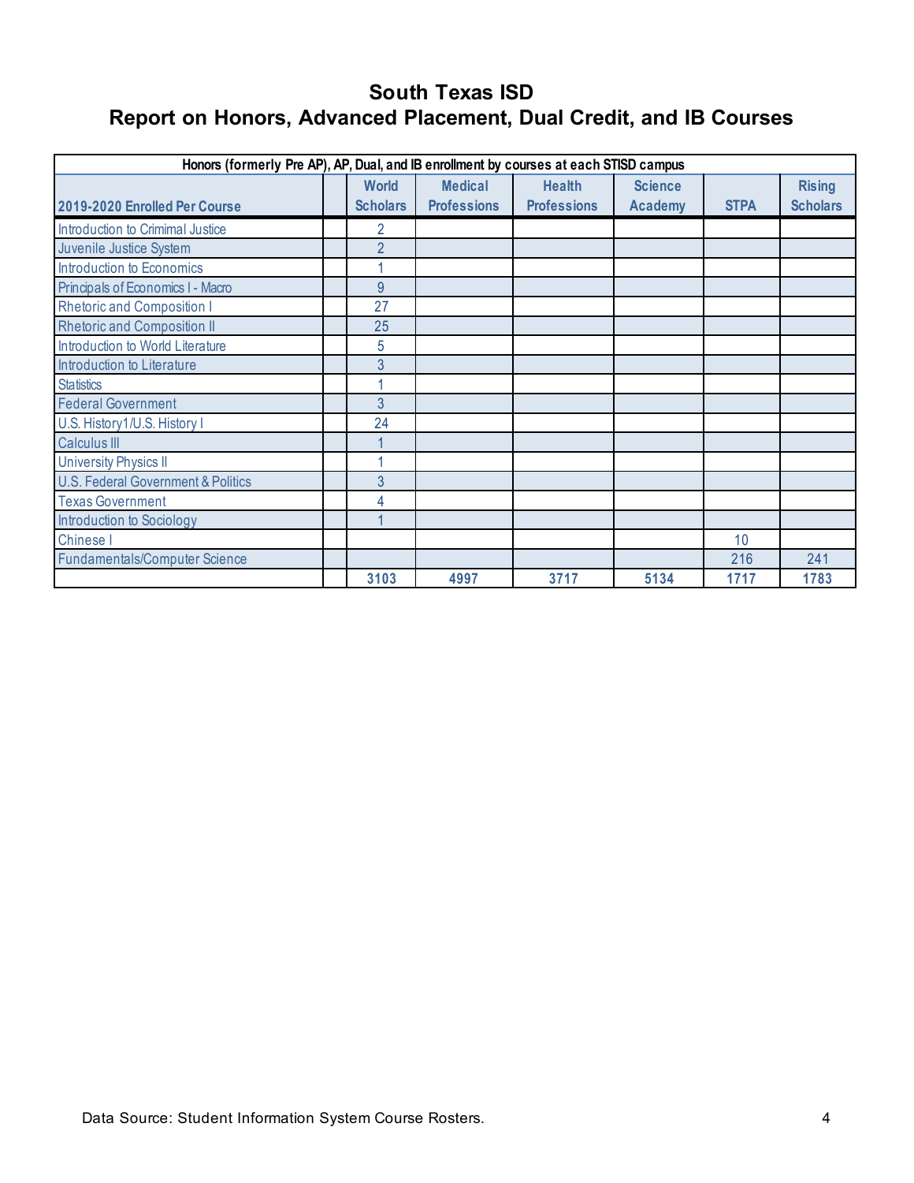# South Texas ISD
## Report on Honors, Advanced Placement, Dual Credit, and IB Courses

| Honors (formerly Pre AP), AP, Dual, and IB enrollment by courses at each STISD campus | | | | | | | |
|---|---|---|---|---|---|---|---|
| **2019-2020 Enrolled Per Course** | | **World Scholars** | **Medical Professions** | **Health Professions** | **Science Academy** | **STPA** | **Rising Scholars** |
| Introduction to Criminal Justice | | 2 | | | | | |
| Juvenile Justice System | | 2 | | | | | |
| Introduction to Economics | | 1 | | | | | |
| Principals of Economics I - Macro | | 9 | | | | | |
| Rhetoric and Composition I | | 27 | | | | | |
| Rhetoric and Composition II | | 25 | | | | | |
| Introduction to World Literature | | 5 | | | | | |
| Introduction to Literature | | 3 | | | | | |
| Statistics | | 1 | | | | | |
| Federal Government | | 3 | | | | | |
| U.S. History1/U.S. History I | | 24 | | | | | |
| Calculus III | | 1 | | | | | |
| University Physics II | | 1 | | | | | |
| U.S. Federal Government & Politics | | 3 | | | | | |
| Texas Government | | 4 | | | | | |
| Introduction to Sociology | | 1 | | | | | |
| Chinese I | | | | | | 10 | |
| Fundamentals/Computer Science | | | | | | 216 | 241 |
| | | **3103** | **4997** | **3717** | **5134** | **1717** | **1783** |

Data Source: Student Information System Course Rosters.